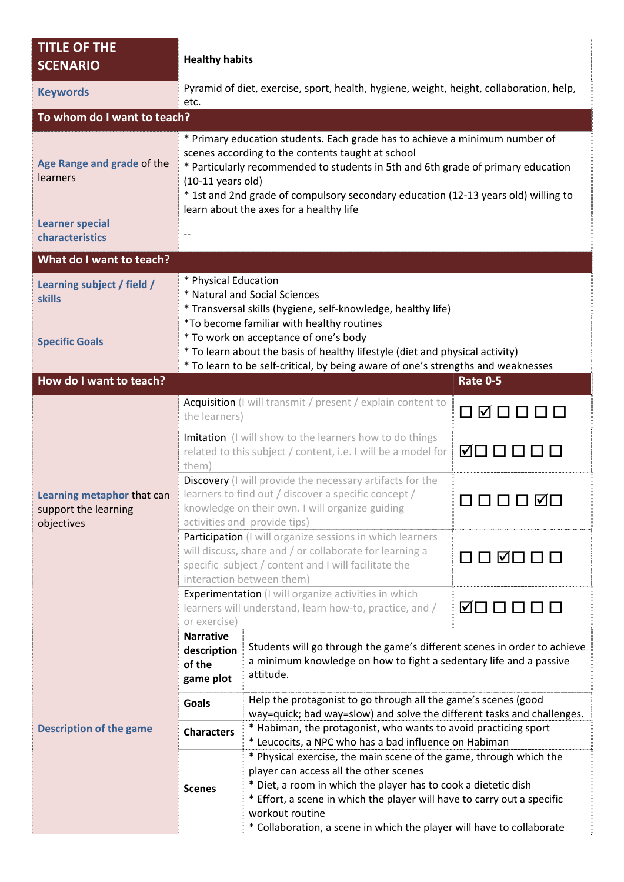| TITLE OF THE SCENARIO | Healthy habits | |
|---|---|---|
| Keywords | Pyramid of diet, exercise, sport, health, hygiene, weight, height, collaboration, help, etc. | |
| **To whom do I want to teach?** | | |
| Age Range and grade of the learners | * Primary education students. Each grade has to achieve a minimum number of scenes according to the contents taught at school<br>* Particularly recommended to students in 5th and 6th grade of primary education (10-11 years old)<br>* 1st and 2nd grade of compulsory secondary education (12-13 years old) willing to learn about the axes for a healthy life | |
| Learner special characteristics | -- | |
| **What do I want to teach?** | | |
| Learning subject / field / skills | * Physical Education<br>* Natural and Social Sciences<br>* Transversal skills (hygiene, self-knowledge, healthy life) | |
| Specific Goals | *To become familiar with healthy routines<br>* To work on acceptance of one's body<br>* To learn about the basis of healthy lifestyle (diet and physical activity)<br>* To learn to be self-critical, by being aware of one's strengths and weaknesses | |
| **How do I want to teach?** | | **Rate 0-5** |
| Learning metaphor that can support the learning objectives | Acquisition (I will transmit / present / explain content to the learners) | ☐ ☑ ☐ ☐ ☐ ☐ |
| | Imitation (I will show to the learners how to do things related to this subject / content, i.e. I will be a model for them) | ☑ ☐ ☐ ☐ ☐ ☐ |
| | Discovery (I will provide the necessary artifacts for the learners to find out / discover a specific concept / knowledge on their own. I will organize guiding activities and provide tips) | ☐ ☐ ☐ ☐ ☑ ☐ |
| | Participation (I will organize sessions in which learners will discuss, share and / or collaborate for learning a specific subject / content and I will facilitate the interaction between them) | ☐ ☐ ☑ ☐ ☐ ☐ |
| | Experimentation (I will organize activities in which learners will understand, learn how-to, practice, and / or exercise) | ☑ ☐ ☐ ☐ ☐ ☐ |

| Description of the game | | |
|---|---|---|
| | **Narrative description of the game plot** | Students will go through the game's different scenes in order to achieve a minimum knowledge on how to fight a sedentary life and a passive attitude. |
| | **Goals** | Help the protagonist to go through all the game's scenes (good way=quick; bad way=slow) and solve the different tasks and challenges. |
| | **Characters** | * Habiman, the protagonist, who wants to avoid practicing sport<br>* Leucocits, a NPC who has a bad influence on Habiman |
| | **Scenes** | * Physical exercise, the main scene of the game, through which the player can access all the other scenes<br>* Diet, a room in which the player has to cook a dietetic dish<br>* Effort, a scene in which the player will have to carry out a specific workout routine<br>* Collaboration, a scene in which the player will have to collaborate |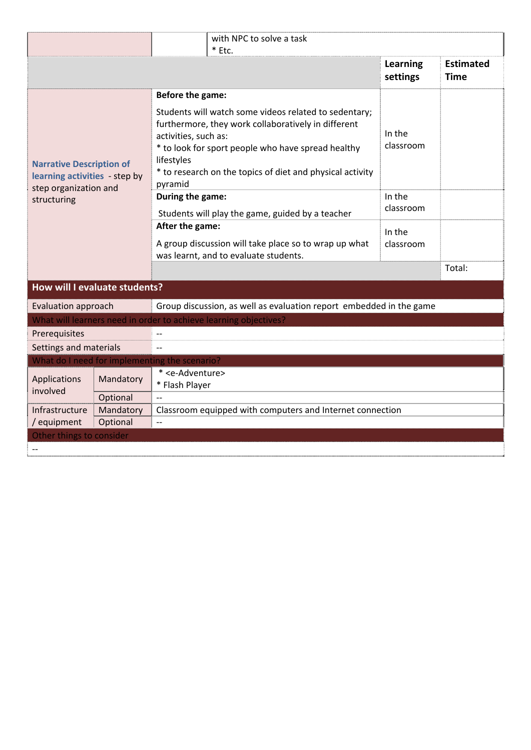| | | | | |
|---|---|---|---|---|
| | | with NPC to solve a task<br>* Etc. | | |
| | | | **Learning settings** | **Estimated Time** |
| **Narrative Description of learning activities** - step by step organization and structuring | **Before the game:**<br><br>Students will watch some videos related to sedentary; furthermore, they work collaboratively in different activities, such as:<br>* to look for sport people who have spread healthy lifestyles<br>* to research on the topics of diet and physical activity pyramid | | In the classroom | |
| | **During the game:**<br><br>Students will play the game, guided by a teacher | | In the classroom | |
| | **After the game:**<br><br>A group discussion will take place so to wrap up what was learnt, and to evaluate students. | | In the classroom | |
| | | | | Total: |

## How will I evaluate students?

| | |
|---|---|
| Evaluation approach | Group discussion, as well as evaluation report embedded in the game |

What will learners need in order to achieve learning objectives?

| | |
|---|---|
| Prerequisites | -- |
| Settings and materials | -- |

What do I need for implementing the scenario?

| | | |
|---|---|---|
| Applications involved | Mandatory | * <e-Adventure><br>* Flash Player |
| | Optional | -- |
| Infrastructure / equipment | Mandatory | Classroom equipped with computers and Internet connection |
| | Optional | -- |

Other things to consider

--